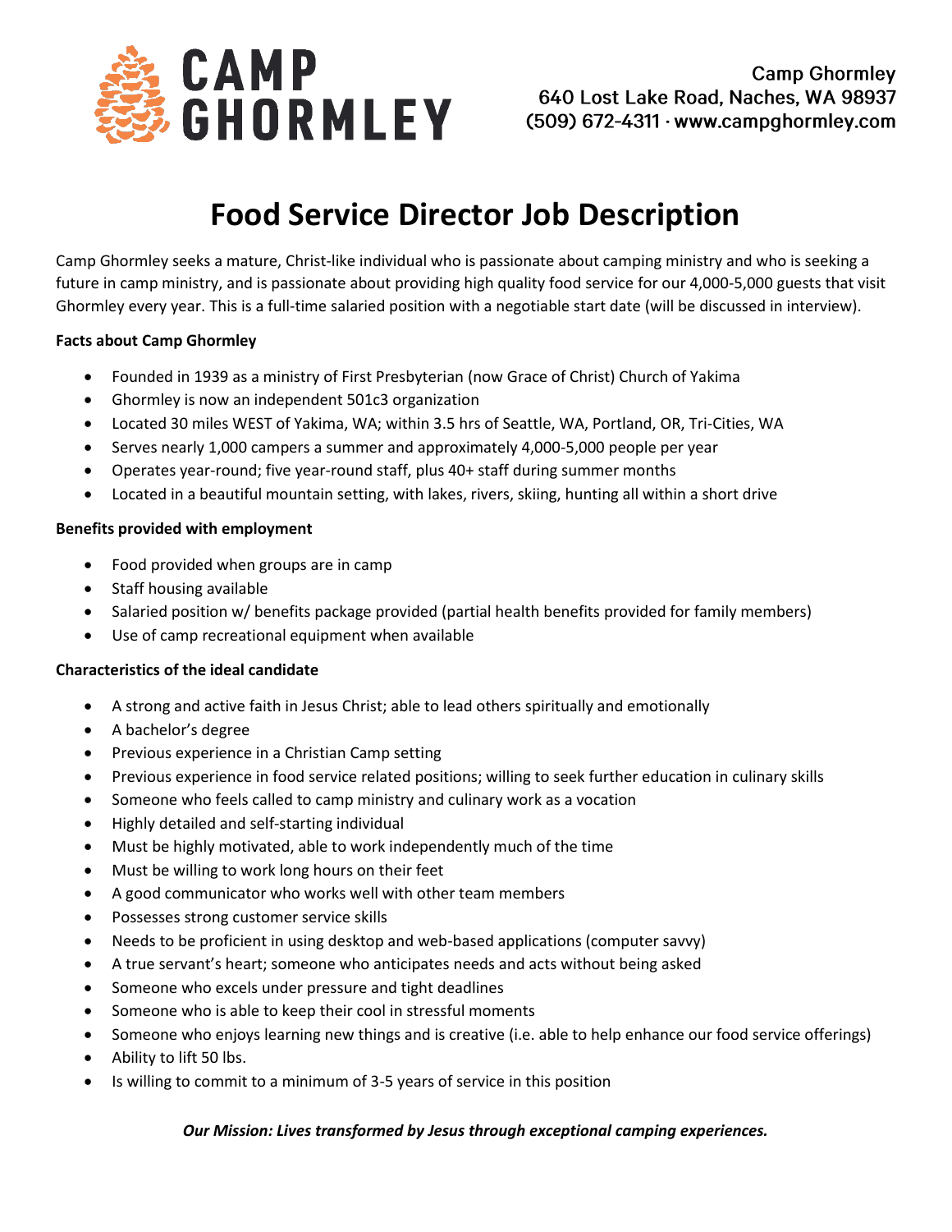# CAMP GHORMLEY

Camp Ghormley
640 Lost Lake Road, Naches, WA 98937
(509) 672-4311 · www.campghormley.com

## Food Service Director Job Description

Camp Ghormley seeks a mature, Christ-like individual who is passionate about camping ministry and who is seeking a future in camp ministry, and is passionate about providing high quality food service for our 4,000-5,000 guests that visit Ghormley every year. This is a full-time salaried position with a negotiable start date (will be discussed in interview).

**Facts about Camp Ghormley**

- Founded in 1939 as a ministry of First Presbyterian (now Grace of Christ) Church of Yakima
- Ghormley is now an independent 501c3 organization
- Located 30 miles WEST of Yakima, WA; within 3.5 hrs of Seattle, WA, Portland, OR, Tri-Cities, WA
- Serves nearly 1,000 campers a summer and approximately 4,000-5,000 people per year
- Operates year-round; five year-round staff, plus 40+ staff during summer months
- Located in a beautiful mountain setting, with lakes, rivers, skiing, hunting all within a short drive

**Benefits provided with employment**

- Food provided when groups are in camp
- Staff housing available
- Salaried position w/ benefits package provided (partial health benefits provided for family members)
- Use of camp recreational equipment when available

**Characteristics of the ideal candidate**

- A strong and active faith in Jesus Christ; able to lead others spiritually and emotionally
- A bachelor's degree
- Previous experience in a Christian Camp setting
- Previous experience in food service related positions; willing to seek further education in culinary skills
- Someone who feels called to camp ministry and culinary work as a vocation
- Highly detailed and self-starting individual
- Must be highly motivated, able to work independently much of the time
- Must be willing to work long hours on their feet
- A good communicator who works well with other team members
- Possesses strong customer service skills
- Needs to be proficient in using desktop and web-based applications (computer savvy)
- A true servant's heart; someone who anticipates needs and acts without being asked
- Someone who excels under pressure and tight deadlines
- Someone who is able to keep their cool in stressful moments
- Someone who enjoys learning new things and is creative (i.e. able to help enhance our food service offerings)
- Ability to lift 50 lbs.
- Is willing to commit to a minimum of 3-5 years of service in this position

***Our Mission: Lives transformed by Jesus through exceptional camping experiences.***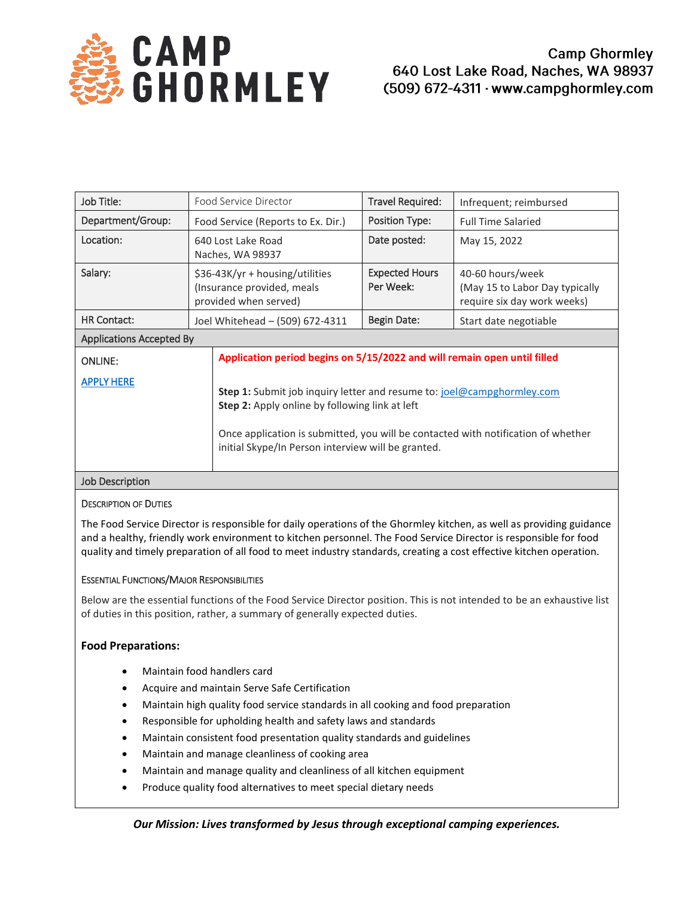# CAMP GHORMLEY

Camp Ghormley
640 Lost Lake Road, Naches, WA 98937
(509) 672-4311 · www.campghormley.com

| Job Title: | Food Service Director | Travel Required: | Infrequent; reimbursed |
|---|---|---|---|
| Department/Group: | Food Service (Reports to Ex. Dir.) | Position Type: | Full Time Salaried |
| Location: | 640 Lost Lake Road Naches, WA 98937 | Date posted: | May 15, 2022 |
| Salary: | $36-43K/yr + housing/utilities (Insurance provided, meals provided when served) | Expected Hours Per Week: | 40-60 hours/week (May 15 to Labor Day typically require six day work weeks) |
| HR Contact: | Joel Whitehead – (509) 672-4311 | Begin Date: | Start date negotiable |

**Applications Accepted By**

| ONLINE: [APPLY HERE] | **Application period begins on 5/15/2022 and will remain open until filled** **Step 1:** Submit job inquiry letter and resume to: joel@campghormley.com **Step 2:** Apply online by following link at left Once application is submitted, you will be contacted with notification of whether initial Skype/In Person interview will be granted. |
|---|---|

## Job Description

### Description of Duties

The Food Service Director is responsible for daily operations of the Ghormley kitchen, as well as providing guidance and a healthy, friendly work environment to kitchen personnel. The Food Service Director is responsible for food quality and timely preparation of all food to meet industry standards, creating a cost effective kitchen operation.

### Essential Functions/Major Responsibilities

Below are the essential functions of the Food Service Director position. This is not intended to be an exhaustive list of duties in this position, rather, a summary of generally expected duties.

**Food Preparations:**

- Maintain food handlers card
- Acquire and maintain Serve Safe Certification
- Maintain high quality food service standards in all cooking and food preparation
- Responsible for upholding health and safety laws and standards
- Maintain consistent food presentation quality standards and guidelines
- Maintain and manage cleanliness of cooking area
- Maintain and manage quality and cleanliness of all kitchen equipment
- Produce quality food alternatives to meet special dietary needs

***Our Mission: Lives transformed by Jesus through exceptional camping experiences.***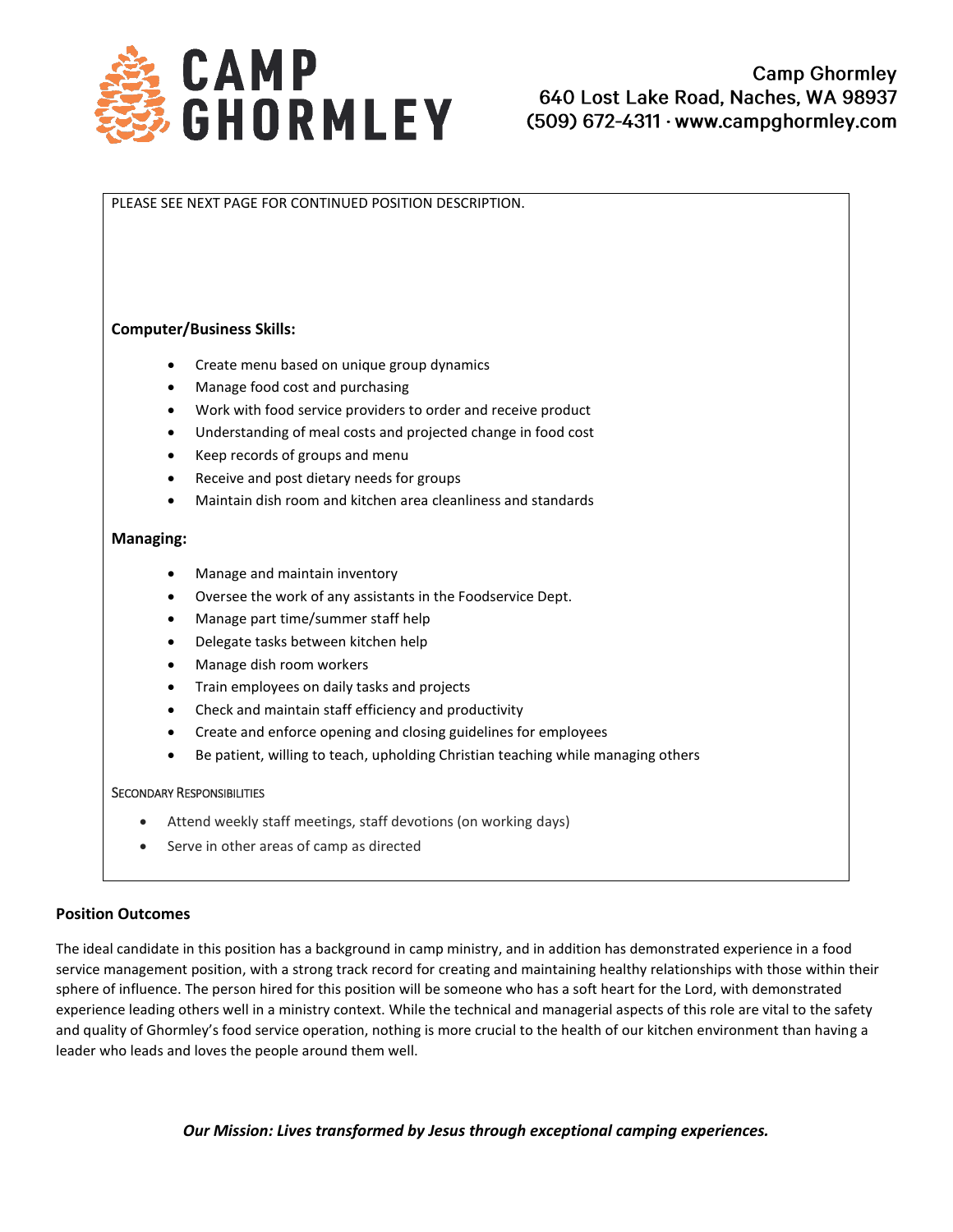PLEASE SEE NEXT PAGE FOR CONTINUED POSITION DESCRIPTION.

**Computer/Business Skills:**

- Create menu based on unique group dynamics
- Manage food cost and purchasing
- Work with food service providers to order and receive product
- Understanding of meal costs and projected change in food cost
- Keep records of groups and menu
- Receive and post dietary needs for groups
- Maintain dish room and kitchen area cleanliness and standards

**Managing:**

- Manage and maintain inventory
- Oversee the work of any assistants in the Foodservice Dept.
- Manage part time/summer staff help
- Delegate tasks between kitchen help
- Manage dish room workers
- Train employees on daily tasks and projects
- Check and maintain staff efficiency and productivity
- Create and enforce opening and closing guidelines for employees
- Be patient, willing to teach, upholding Christian teaching while managing others

SECONDARY RESPONSIBILITIES

- Attend weekly staff meetings, staff devotions (on working days)
- Serve in other areas of camp as directed

**Position Outcomes**

The ideal candidate in this position has a background in camp ministry, and in addition has demonstrated experience in a food service management position, with a strong track record for creating and maintaining healthy relationships with those within their sphere of influence. The person hired for this position will be someone who has a soft heart for the Lord, with demonstrated experience leading others well in a ministry context. While the technical and managerial aspects of this role are vital to the safety and quality of Ghormley's food service operation, nothing is more crucial to the health of our kitchen environment than having a leader who leads and loves the people around them well.

***Our Mission: Lives transformed by Jesus through exceptional camping experiences.***